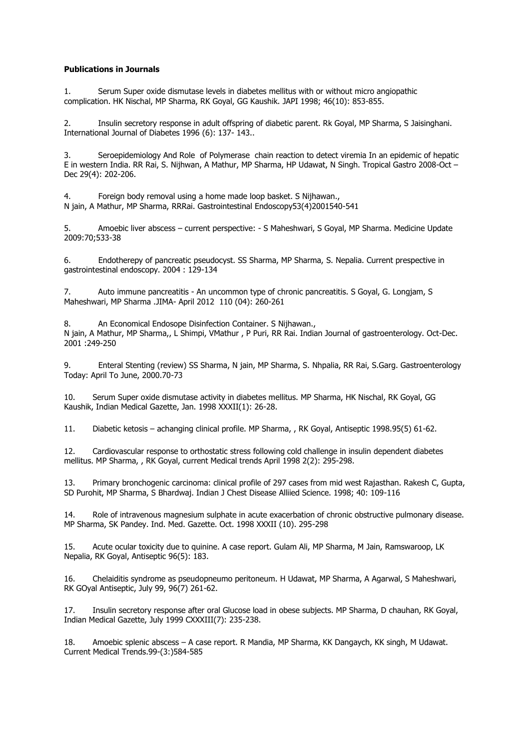**Publications in Journals**

1. Serum Super oxide dismutase levels in diabetes mellitus with or without micro angiopathic complication. HK Nischal, MP Sharma, RK Goyal, GG Kaushik. JAPI 1998; 46(10): 853-855.

2. Insulin secretory response in adult offspring of diabetic parent. Rk Goyal, MP Sharma, S Jaisinghani. International Journal of Diabetes 1996 (6): 137- 143..

3. Seroepidemiology And Role of Polymerase chain reaction to detect viremia In an epidemic of hepatic E in western India. RR Rai, S. Nijhwan, A Mathur, MP Sharma, HP Udawat, N Singh. Tropical Gastro 2008-Oct – Dec 29(4): 202-206.

4. Foreign body removal using a home made loop basket. S Nijhawan., N jain, A Mathur, MP Sharma, RRRai. Gastrointestinal Endoscopy53(4)2001540-541

5. Amoebic liver abscess – current perspective: - S Maheshwari, S Goyal, MP Sharma. Medicine Update 2009:70;533-38

6. Endotherepy of pancreatic pseudocyst. SS Sharma, MP Sharma, S. Nepalia. Current prespective in gastrointestinal endoscopy. 2004 : 129-134

7. Auto immune pancreatitis - An uncommon type of chronic pancreatitis. S Goyal, G. Longjam, S Maheshwari, MP Sharma .JIMA- April 2012 110 (04): 260-261

8. An Economical Endosope Disinfection Container. S Nijhawan., N jain, A Mathur, MP Sharma,, L Shimpi, VMathur , P Puri, RR Rai. Indian Journal of gastroenterology. Oct-Dec. 2001 :249-250

9. Enteral Stenting (review) SS Sharma, N jain, MP Sharma, S. Nhpalia, RR Rai, S.Garg. Gastroenterology Today: April To June, 2000.70-73

10. Serum Super oxide dismutase activity in diabetes mellitus. MP Sharma, HK Nischal, RK Goyal, GG Kaushik, Indian Medical Gazette, Jan. 1998 XXXII(1): 26-28.

11. Diabetic ketosis – achanging clinical profile. MP Sharma, , RK Goyal, Antiseptic 1998.95(5) 61-62.

12. Cardiovascular response to orthostatic stress following cold challenge in insulin dependent diabetes mellitus. MP Sharma, , RK Goyal, current Medical trends April 1998 2(2): 295-298.

13. Primary bronchogenic carcinoma: clinical profile of 297 cases from mid west Rajasthan. Rakesh C, Gupta, SD Purohit, MP Sharma, S Bhardwaj. Indian J Chest Disease Alliied Science. 1998; 40: 109-116

14. Role of intravenous magnesium sulphate in acute exacerbation of chronic obstructive pulmonary disease. MP Sharma, SK Pandey. Ind. Med. Gazette. Oct. 1998 XXXII (10). 295-298

15. Acute ocular toxicity due to quinine. A case report. Gulam Ali, MP Sharma, M Jain, Ramswaroop, LK Nepalia, RK Goyal, Antiseptic 96(5): 183.

16. Chelaiditis syndrome as pseudopneumo peritoneum. H Udawat, MP Sharma, A Agarwal, S Maheshwari, RK GOyal Antiseptic, July 99, 96(7) 261-62.

17. Insulin secretory response after oral Glucose load in obese subjects. MP Sharma, D chauhan, RK Goyal, Indian Medical Gazette, July 1999 CXXXIII(7): 235-238.

18. Amoebic splenic abscess – A case report. R Mandia, MP Sharma, KK Dangaych, KK singh, M Udawat. Current Medical Trends.99-(3:)584-585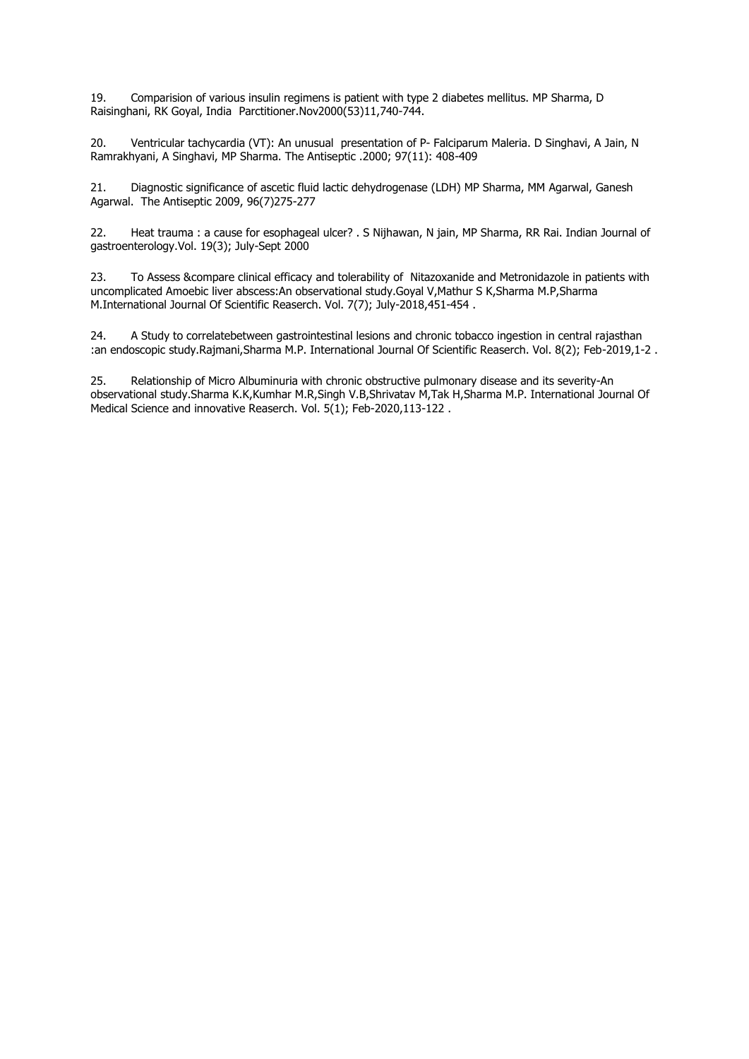19. Comparision of various insulin regimens is patient with type 2 diabetes mellitus. MP Sharma, D Raisinghani, RK Goyal, India Parctitioner.Nov2000(53)11,740-744.

20. Ventricular tachycardia (VT): An unusual presentation of P- Falciparum Maleria. D Singhavi, A Jain, N Ramrakhyani, A Singhavi, MP Sharma. The Antiseptic .2000; 97(11): 408-409

21. Diagnostic significance of ascetic fluid lactic dehydrogenase (LDH) MP Sharma, MM Agarwal, Ganesh Agarwal. The Antiseptic 2009, 96(7)275-277

22. Heat trauma : a cause for esophageal ulcer? . S Nijhawan, N jain, MP Sharma, RR Rai. Indian Journal of gastroenterology.Vol. 19(3); July-Sept 2000

23. To Assess &compare clinical efficacy and tolerability of Nitazoxanide and Metronidazole in patients with uncomplicated Amoebic liver abscess:An observational study.Goyal V,Mathur S K,Sharma M.P,Sharma M.International Journal Of Scientific Reaserch. Vol. 7(7); July-2018,451-454 .

24. A Study to correlatebetween gastrointestinal lesions and chronic tobacco ingestion in central rajasthan :an endoscopic study.Rajmani,Sharma M.P. International Journal Of Scientific Reaserch. Vol. 8(2); Feb-2019,1-2 .

25. Relationship of Micro Albuminuria with chronic obstructive pulmonary disease and its severity-An observational study.Sharma K.K,Kumhar M.R,Singh V.B,Shrivatav M,Tak H,Sharma M.P. International Journal Of Medical Science and innovative Reaserch. Vol. 5(1); Feb-2020,113-122 .